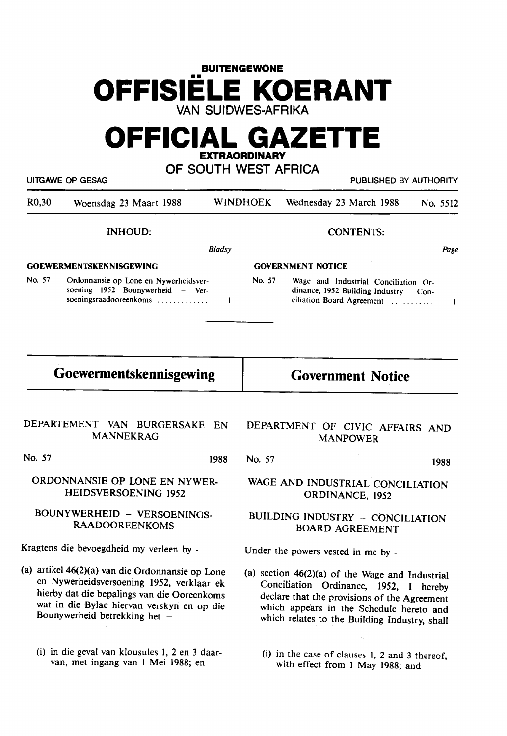**BUITENGEWONE**

# OFFISIËLE KOERANT

VAN SUIDWES-AFRIKA

# OFFICIAL GAZETTE

**EXTRAORDINARY**

OF SOUTH WEST AFRICA

UITGAWE OP GESAG — PUBLISHED BY AUTHORITY

R0,30 — Woensdag 23 Maart 1988 — WINDHOEK — Wednesday 23 March 1988 — No. 5512

**INHOUD:**

*Bladsy*

**GOEWERMENTSKENNISGEWING**

No. 57 Ordonnansie op Lone en Nywerheidsversoening 1952 Bounywerheid – Versoeningsraadooreenkoms ............. 1

**CONTENTS:**

*Page*

**GOVERNMENT NOTICE**

No. 57 Wage and Industrial Conciliation Ordinance, 1952 Building Industry – Conciliation Board Agreement ........... 1

## Goewermentskennisgewing

DEPARTEMENT VAN BURGERSAKE EN MANNEKRAG

No. 57 — 1988

ORDONNANSIE OP LONE EN NYWERHEIDSVERSOENING 1952

BOUNYWERHEID – VERSOENINGSRAADOOREENKOMS

Kragtens die bevoegdheid my verleen by -

(a) artikel 46(2)(a) van die Ordonnansie op Lone en Nywerheidsversoening 1952, verklaar ek hierby dat die bepalings van die Ooreenkoms wat in die Bylae hiervan verskyn en op die Bounywerheid betrekking het –

(i) in die geval van klousules 1, 2 en 3 daarvan, met ingang van 1 Mei 1988; en

## Government Notice

DEPARTMENT OF CIVIC AFFAIRS AND MANPOWER

No. 57 — 1988

WAGE AND INDUSTRIAL CONCILIATION ORDINANCE, 1952

BUILDING INDUSTRY – CONCILIATION BOARD AGREEMENT

Under the powers vested in me by -

(a) section 46(2)(a) of the Wage and Industrial Conciliation Ordinance, 1952, I hereby declare that the provisions of the Agreement which appears in the Schedule hereto and which relates to the Building Industry, shall –

(i) in the case of clauses 1, 2 and 3 thereof, with effect from 1 May 1988; and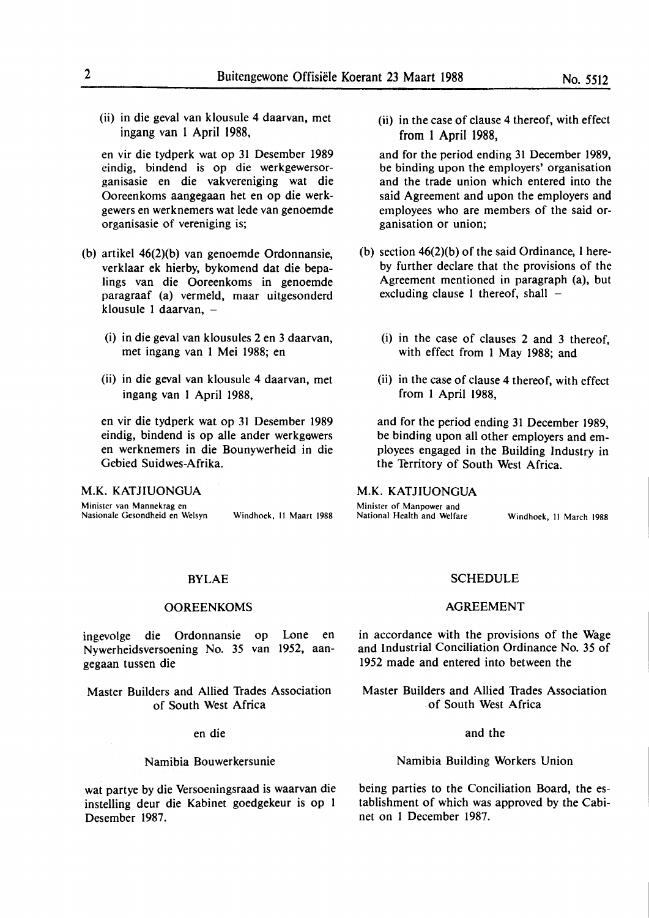(ii) in die geval van klousule 4 daarvan, met ingang van 1 April 1988,

en vir die tydperk wat op 31 Desember 1989 eindig, bindend is op die werkgewersorganisasie en die vakvereniging wat die Ooreenkoms aangegaan het en op die werkgewers en werknemers wat lede van genoemde organisasie of vereniging is;

(b) artikel 46(2)(b) van genoemde Ordonnansie, verklaar ek hierby, bykomend dat die bepalings van die Ooreenkoms in genoemde paragraaf (a) vermeld, maar uitgesonderd klousule 1 daarvan, –

(i) in die geval van klousules 2 en 3 daarvan, met ingang van 1 Mei 1988; en

(ii) in die geval van klousule 4 daarvan, met ingang van 1 April 1988,

en vir die tydperk wat op 31 Desember 1989 eindig, bindend is op alle ander werkgewers en werknemers in die Bounywerheid in die Gebied Suidwes-Afrika.

M.K. KATJIUONGUA

Minister van Mannekrag en Nasionale Gesondheid en Welsyn — Windhoek, 11 Maart 1988

(ii) in the case of clause 4 thereof, with effect from 1 April 1988,

and for the period ending 31 December 1989, be binding upon the employers' organisation and the trade union which entered into the said Agreement and upon the employers and employees who are members of the said organisation or union;

(b) section 46(2)(b) of the said Ordinance, I hereby further declare that the provisions of the Agreement mentioned in paragraph (a), but excluding clause 1 thereof, shall –

(i) in the case of clauses 2 and 3 thereof, with effect from 1 May 1988; and

(ii) in the case of clause 4 thereof, with effect from 1 April 1988,

and for the period ending 31 December 1989, be binding upon all other employers and employees engaged in the Building Industry in the Territory of South West Africa.

M.K. KATJIUONGUA

Minister of Manpower and National Health and Welfare — Windhoek, 11 March 1988

## BYLAE

## OOREENKOMS

ingevolge die Ordonnansie op Lone en Nywerheidsversoening No. 35 van 1952, aangegaan tussen die

Master Builders and Allied Trades Association of South West Africa

en die

Namibia Bouwerkersunie

wat partye by die Versoeningsraad is waarvan die instelling deur die Kabinet goedgekeur is op 1 Desember 1987.

## SCHEDULE

## AGREEMENT

in accordance with the provisions of the Wage and Industrial Conciliation Ordinance No. 35 of 1952 made and entered into between the

Master Builders and Allied Trades Association of South West Africa

and the

Namibia Building Workers Union

being parties to the Conciliation Board, the establishment of which was approved by the Cabinet on 1 December 1987.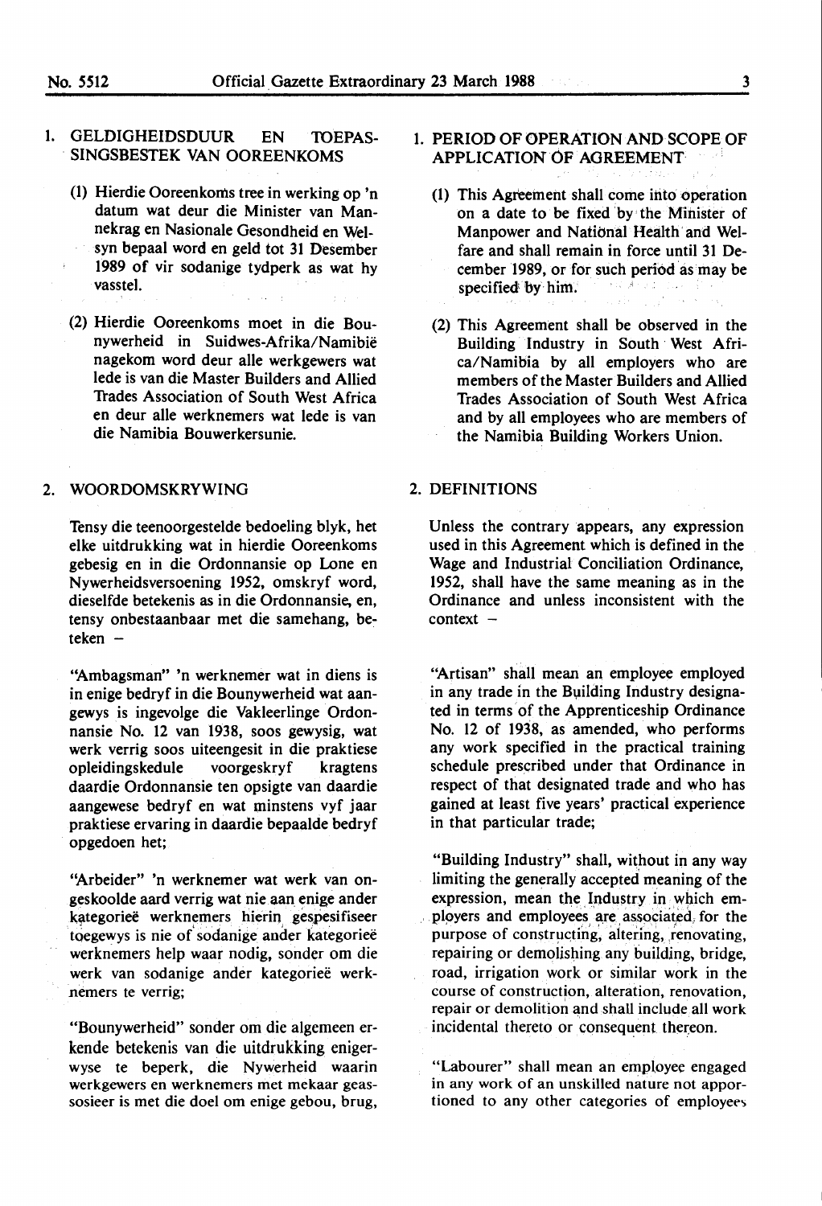## 1. GELDIGHEIDSDUUR EN TOEPASSINGSBESTEK VAN OOREENKOMS

(1) Hierdie Ooreenkoms tree in werking op 'n datum wat deur die Minister van Mannekrag en Nasionale Gesondheid en Welsyn bepaal word en geld tot 31 Desember 1989 of vir sodanige tydperk as wat hy vasstel.

(2) Hierdie Ooreenkoms moet in die Bounywerheid in Suidwes-Afrika/Namibië nagekom word deur alle werkgewers wat lede is van die Master Builders and Allied Trades Association of South West Africa en deur alle werknemers wat lede is van die Namibia Bouwerkersunie.

## 2. WOORDOMSKRYWING

Tensy die teenoorgestelde bedoeling blyk, het elke uitdrukking wat in hierdie Ooreenkoms gebesig en in die Ordonnansie op Lone en Nywerheidsversoening 1952, omskryf word, dieselfde betekenis as in die Ordonnansie, en, tensy onbestaanbaar met die samehang, beteken –

"Ambagsman" 'n werknemer wat in diens is in enige bedryf in die Bounywerheid wat aangewys is ingevolge die Vakleerlinge Ordonnansie No. 12 van 1938, soos gewysig, wat werk verrig soos uiteengesit in die praktiese opleidingskedule voorgeskryf kragtens daardie Ordonnansie ten opsigte van daardie aangewese bedryf en wat minstens vyf jaar praktiese ervaring in daardie bepaalde bedryf opgedoen het;

"Arbeider" 'n werknemer wat werk van ongeskoolde aard verrig wat nie aan enige ander kategorieë werknemers hierin gespesifiseer toegewys is nie of sodanige ander kategorieë werknemers help waar nodig, sonder om die werk van sodanige ander kategorieë werknemers te verrig;

"Bounywerheid" sonder om die algemeen erkende betekenis van die uitdrukking enigerwyse te beperk, die Nywerheid waarin werkgewers en werknemers met mekaar geassosieer is met die doel om enige gebou, brug,

## 1. PERIOD OF OPERATION AND SCOPE OF APPLICATION OF AGREEMENT

(1) This Agreement shall come into operation on a date to be fixed by the Minister of Manpower and National Health and Welfare and shall remain in force until 31 December 1989, or for such period as may be specified by him.

(2) This Agreement shall be observed in the Building Industry in South West Africa/Namibia by all employers who are members of the Master Builders and Allied Trades Association of South West Africa and by all employees who are members of the Namibia Building Workers Union.

## 2. DEFINITIONS

Unless the contrary appears, any expression used in this Agreement which is defined in the Wage and Industrial Conciliation Ordinance, 1952, shall have the same meaning as in the Ordinance and unless inconsistent with the context –

"Artisan" shall mean an employee employed in any trade in the Building Industry designated in terms of the Apprenticeship Ordinance No. 12 of 1938, as amended, who performs any work specified in the practical training schedule prescribed under that Ordinance in respect of that designated trade and who has gained at least five years' practical experience in that particular trade;

"Building Industry" shall, without in any way limiting the generally accepted meaning of the expression, mean the Industry in which employers and employees are associated for the purpose of constructing, altering, renovating, repairing or demolishing any building, bridge, road, irrigation work or similar work in the course of construction, alteration, renovation, repair or demolition and shall include all work incidental thereto or consequent thereon.

"Labourer" shall mean an employee engaged in any work of an unskilled nature not apportioned to any other categories of employees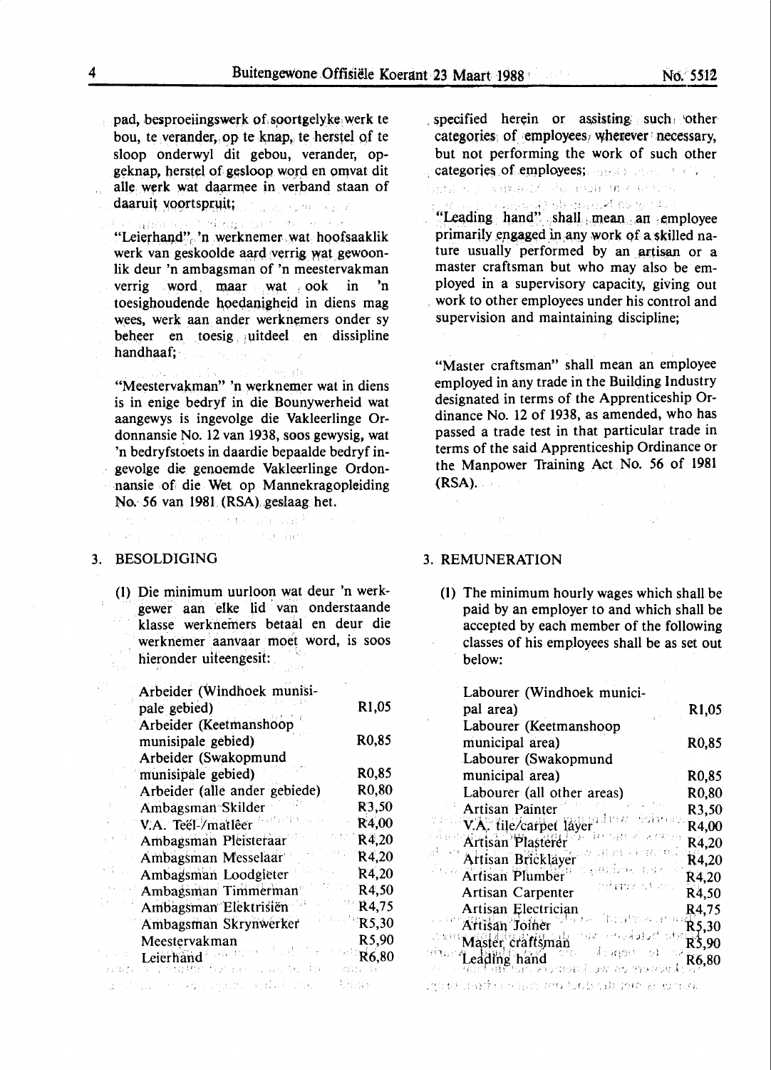pad, besproeiingswerk of soortgelyke werk te bou, te verander, op te knap, te herstel of te sloop onderwyl dit gebou, verander, opgeknap, herstel of gesloop word en omvat dit alle werk wat daarmee in verband staan of daaruit voortspruit;

"Leierhand" 'n werknemer wat hoofsaaklik werk van geskoolde aard verrig wat gewoonlik deur 'n ambagsman of 'n meestervakman verrig word maar wat ook in 'n toesighoudende hoedanigheid in diens mag wees, werk aan ander werknemers onder sy beheer en toesig uitdeel en dissipline handhaaf;

"Meestervakman" 'n werknemer wat in diens is in enige bedryf in die Bounywerheid wat aangewys is ingevolge die Vakleerlinge Ordonnansie No. 12 van 1938, soos gewysig, wat 'n bedryfstoets in daardie bepaalde bedryf ingevolge die genoemde Vakleerlinge Ordonnansie of die Wet op Mannekragopleiding No. 56 van 1981 (RSA) geslaag het.

3. BESOLDIGING

(1) Die minimum uurloon wat deur 'n werkgewer aan elke lid van onderstaande klasse werknemers betaal en deur die werknemer aanvaar moet word, is soos hieronder uiteengesit:

| | |
|---|---|
| Arbeider (Windhoek munisipale gebied) | R1,05 |
| Arbeider (Keetmanshoop munisipale gebied) | R0,85 |
| Arbeider (Swakopmund munisipale gebied) | R0,85 |
| Arbeider (alle ander gebiede) | R0,80 |
| Ambagsman Skilder | R3,50 |
| V.A. Teël-/matlêer | R4,00 |
| Ambagsman Pleisteraar | R4,20 |
| Ambagsman Messelaar | R4,20 |
| Ambagsman Loodgieter | R4,20 |
| Ambagsman Timmerman | R4,50 |
| Ambagsman Elektrisiën | R4,75 |
| Ambagsman Skrynwerker | R5,30 |
| Meestervakman | R5,90 |
| Leierhand | R6,80 |

specified herein or assisting such other categories of employees wherever necessary, but not performing the work of such other categories of employees;

"Leading hand" shall mean an employee primarily engaged in any work of a skilled nature usually performed by an artisan or a master craftsman but who may also be employed in a supervisory capacity, giving out work to other employees under his control and supervision and maintaining discipline;

"Master craftsman" shall mean an employee employed in any trade in the Building Industry designated in terms of the Apprenticeship Ordinance No. 12 of 1938, as amended, who has passed a trade test in that particular trade in terms of the said Apprenticeship Ordinance or the Manpower Training Act No. 56 of 1981 (RSA).

3. REMUNERATION

(1) The minimum hourly wages which shall be paid by an employer to and which shall be accepted by each member of the following classes of his employees shall be as set out below:

| | |
|---|---|
| Labourer (Windhoek municipal area) | R1,05 |
| Labourer (Keetmanshoop municipal area) | R0,85 |
| Labourer (Swakopmund municipal area) | R0,85 |
| Labourer (all other areas) | R0,80 |
| Artisan Painter | R3,50 |
| V.A. tile/carpet layer | R4,00 |
| Artisan Plasterer | R4,20 |
| Artisan Bricklayer | R4,20 |
| Artisan Plumber | R4,20 |
| Artisan Carpenter | R4,50 |
| Artisan Electrician | R4,75 |
| Artisan Joiner | R5,30 |
| Master craftsman | R5,90 |
| Leading hand | R6,80 |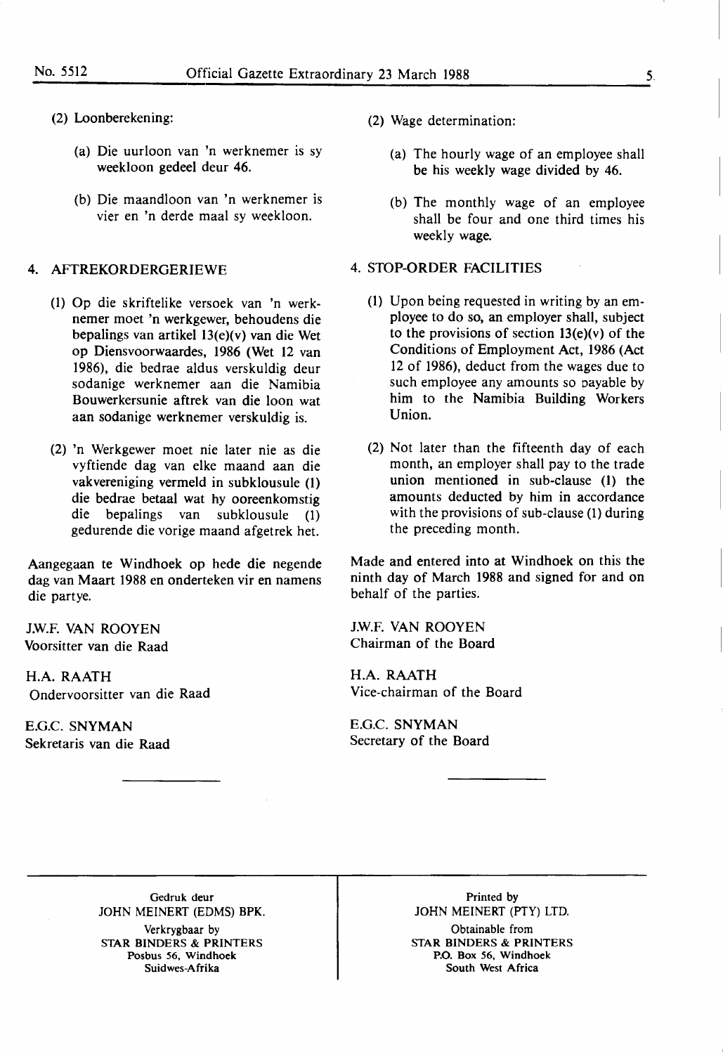(2) Loonberekening:

(a) Die uurloon van 'n werknemer is sy weekloon gedeel deur 46.

(b) Die maandloon van 'n werknemer is vier en 'n derde maal sy weekloon.

## 4. AFTREKORDERGERIEWE

(1) Op die skriftelike versoek van 'n werknemer moet 'n werkgewer, behoudens die bepalings van artikel 13(e)(v) van die Wet op Diensvoorwaardes, 1986 (Wet 12 van 1986), die bedrae aldus verskuldig deur sodanige werknemer aan die Namibia Bouwerkersunie aftrek van die loon wat aan sodanige werknemer verskuldig is.

(2) 'n Werkgewer moet nie later nie as die vyftiende dag van elke maand aan die vakvereniging vermeld in subklousule (1) die bedrae betaal wat hy ooreenkomstig die bepalings van subklousule (1) gedurende die vorige maand afgetrek het.

Aangegaan te Windhoek op hede die negende dag van Maart 1988 en onderteken vir en namens die partye.

J.W.F. VAN ROOYEN
Voorsitter van die Raad

H.A. RAATH
Ondervoorsitter van die Raad

E.G.C. SNYMAN
Sekretaris van die Raad

---

(2) Wage determination:

(a) The hourly wage of an employee shall be his weekly wage divided by 46.

(b) The monthly wage of an employee shall be four and one third times his weekly wage.

## 4. STOP-ORDER FACILITIES

(1) Upon being requested in writing by an employee to do so, an employer shall, subject to the provisions of section 13(e)(v) of the Conditions of Employment Act, 1986 (Act 12 of 1986), deduct from the wages due to such employee any amounts so payable by him to the Namibia Building Workers Union.

(2) Not later than the fifteenth day of each month, an employer shall pay to the trade union mentioned in sub-clause (1) the amounts deducted by him in accordance with the provisions of sub-clause (1) during the preceding month.

Made and entered into at Windhoek on this the ninth day of March 1988 and signed for and on behalf of the parties.

J.W.F. VAN ROOYEN
Chairman of the Board

H.A. RAATH
Vice-chairman of the Board

E.G.C. SNYMAN
Secretary of the Board

---

Gedruk deur
JOHN MEINERT (EDMS) BPK.
Verkrygbaar by
STAR BINDERS & PRINTERS
Posbus 56, Windhoek
Suidwes-Afrika

Printed by
JOHN MEINERT (PTY) LTD.
Obtainable from
STAR BINDERS & PRINTERS
P.O. Box 56, Windhoek
South West Africa